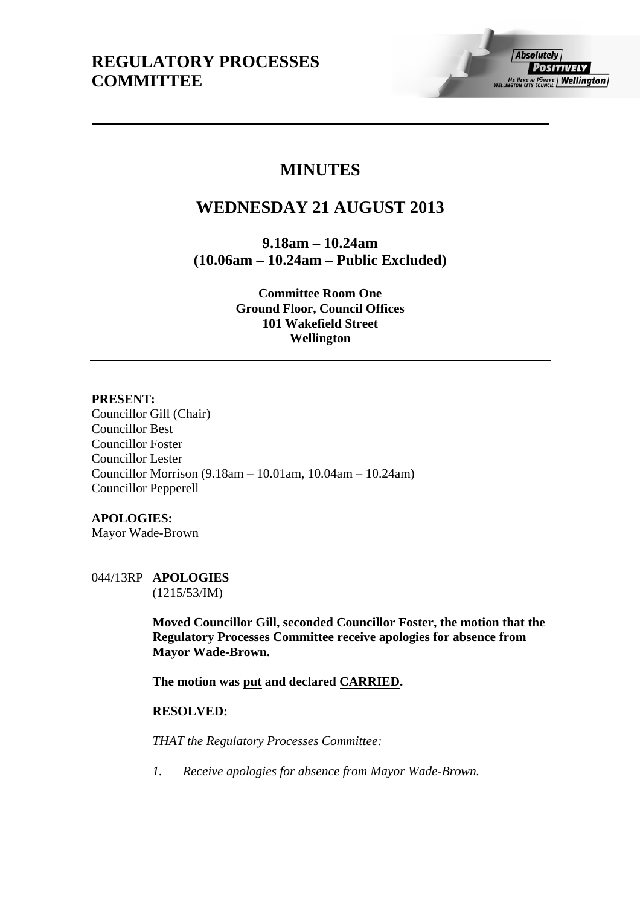# REGULATORY PROCESSES COMMITTEE

# MINUTES

## WEDNESDAY 21 AUGUST 2013

**9.18am – 10.24am**
**(10.06am – 10.24am – Public Excluded)**

**Committee Room One**
**Ground Floor, Council Offices**
**101 Wakefield Street**
**Wellington**

---

**PRESENT:**
Councillor Gill (Chair)
Councillor Best
Councillor Foster
Councillor Lester
Councillor Morrison (9.18am – 10.01am, 10.04am – 10.24am)
Councillor Pepperell

**APOLOGIES:**
Mayor Wade-Brown

044/13RP **APOLOGIES**
(1215/53/IM)

**Moved Councillor Gill, seconded Councillor Foster, the motion that the Regulatory Processes Committee receive apologies for absence from Mayor Wade-Brown.**

**The motion was <u>put</u> and declared <u>CARRIED</u>.**

**RESOLVED:**

*THAT the Regulatory Processes Committee:*

1. *Receive apologies for absence from Mayor Wade-Brown.*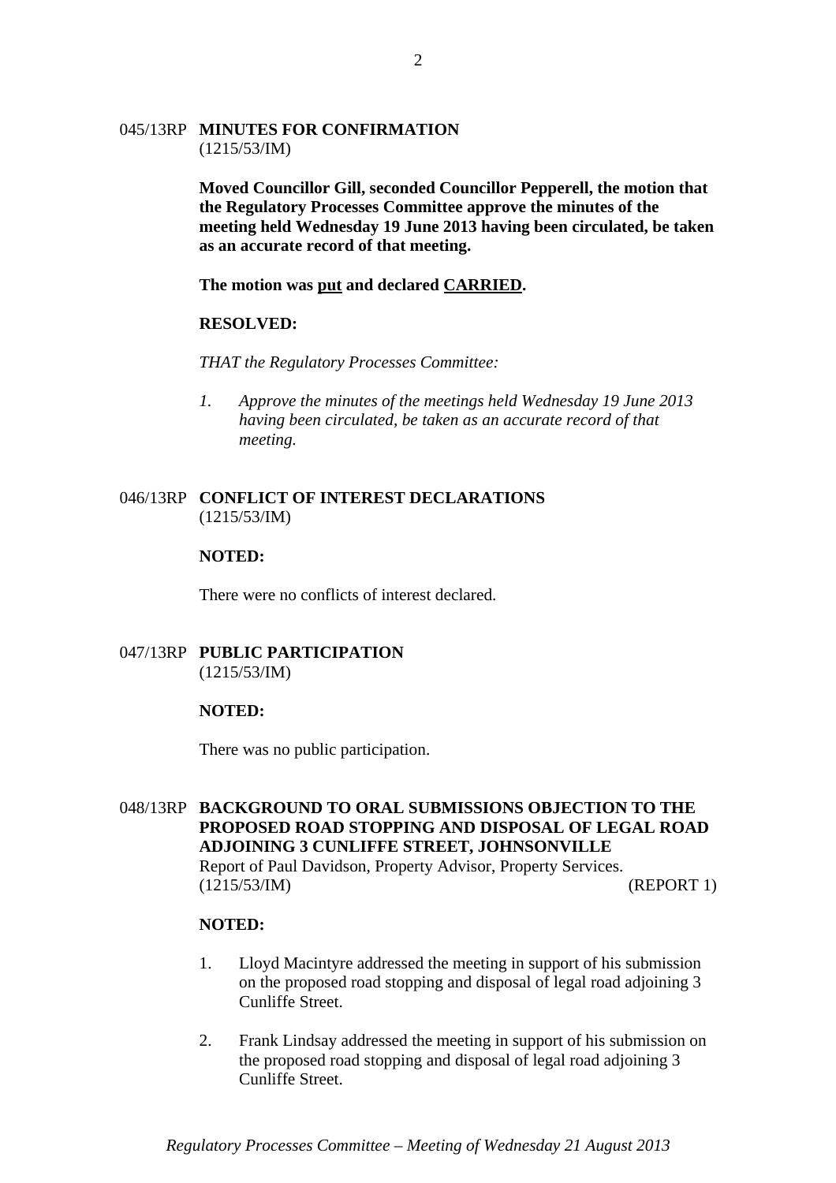045/13RP **MINUTES FOR CONFIRMATION**
(1215/53/IM)

**Moved Councillor Gill, seconded Councillor Pepperell, the motion that the Regulatory Processes Committee approve the minutes of the meeting held Wednesday 19 June 2013 having been circulated, be taken as an accurate record of that meeting.**

**The motion was <u>put</u> and declared <u>CARRIED</u>.**

**RESOLVED:**

*THAT the Regulatory Processes Committee:*

1. *Approve the minutes of the meetings held Wednesday 19 June 2013 having been circulated, be taken as an accurate record of that meeting.*

046/13RP **CONFLICT OF INTEREST DECLARATIONS**
(1215/53/IM)

**NOTED:**

There were no conflicts of interest declared.

047/13RP **PUBLIC PARTICIPATION**
(1215/53/IM)

**NOTED:**

There was no public participation.

048/13RP **BACKGROUND TO ORAL SUBMISSIONS OBJECTION TO THE PROPOSED ROAD STOPPING AND DISPOSAL OF LEGAL ROAD ADJOINING 3 CUNLIFFE STREET, JOHNSONVILLE**
Report of Paul Davidson, Property Advisor, Property Services.
(1215/53/IM) (REPORT 1)

**NOTED:**

1. Lloyd Macintyre addressed the meeting in support of his submission on the proposed road stopping and disposal of legal road adjoining 3 Cunliffe Street.

2. Frank Lindsay addressed the meeting in support of his submission on the proposed road stopping and disposal of legal road adjoining 3 Cunliffe Street.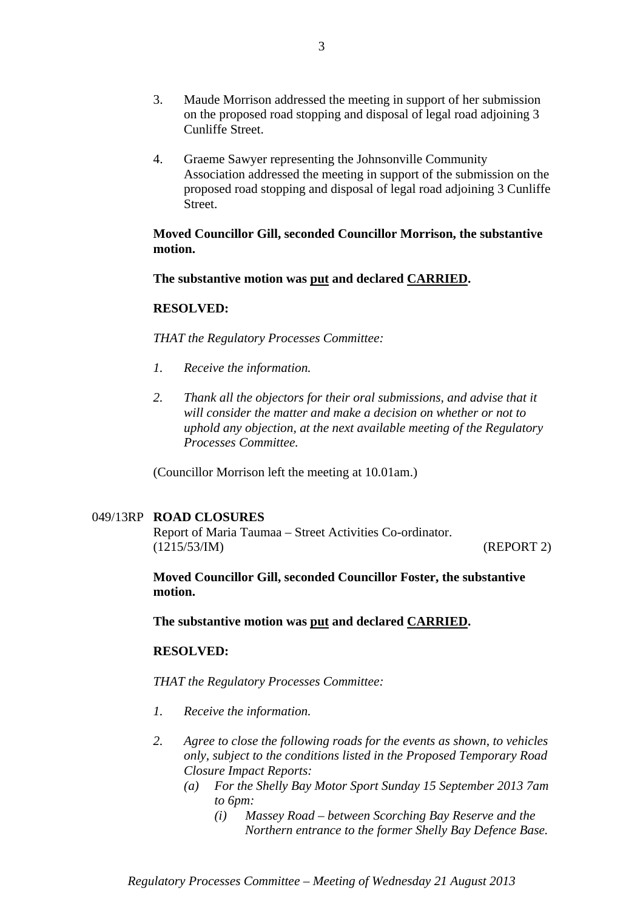3. Maude Morrison addressed the meeting in support of her submission on the proposed road stopping and disposal of legal road adjoining 3 Cunliffe Street.

4. Graeme Sawyer representing the Johnsonville Community Association addressed the meeting in support of the submission on the proposed road stopping and disposal of legal road adjoining 3 Cunliffe Street.

**Moved Councillor Gill, seconded Councillor Morrison, the substantive motion.**

**The substantive motion was <u>put</u> and declared <u>CARRIED</u>.**

**RESOLVED:**

*THAT the Regulatory Processes Committee:*

1. *Receive the information.*

2. *Thank all the objectors for their oral submissions, and advise that it will consider the matter and make a decision on whether or not to uphold any objection, at the next available meeting of the Regulatory Processes Committee.*

(Councillor Morrison left the meeting at 10.01am.)

049/13RP **ROAD CLOSURES**

Report of Maria Taumaa – Street Activities Co-ordinator.
(1215/53/IM) (REPORT 2)

**Moved Councillor Gill, seconded Councillor Foster, the substantive motion.**

**The substantive motion was <u>put</u> and declared <u>CARRIED</u>.**

**RESOLVED:**

*THAT the Regulatory Processes Committee:*

1. *Receive the information.*

2. *Agree to close the following roads for the events as shown, to vehicles only, subject to the conditions listed in the Proposed Temporary Road Closure Impact Reports:*
   - *(a) For the Shelly Bay Motor Sport Sunday 15 September 2013 7am to 6pm:*
     - *(i) Massey Road – between Scorching Bay Reserve and the Northern entrance to the former Shelly Bay Defence Base.*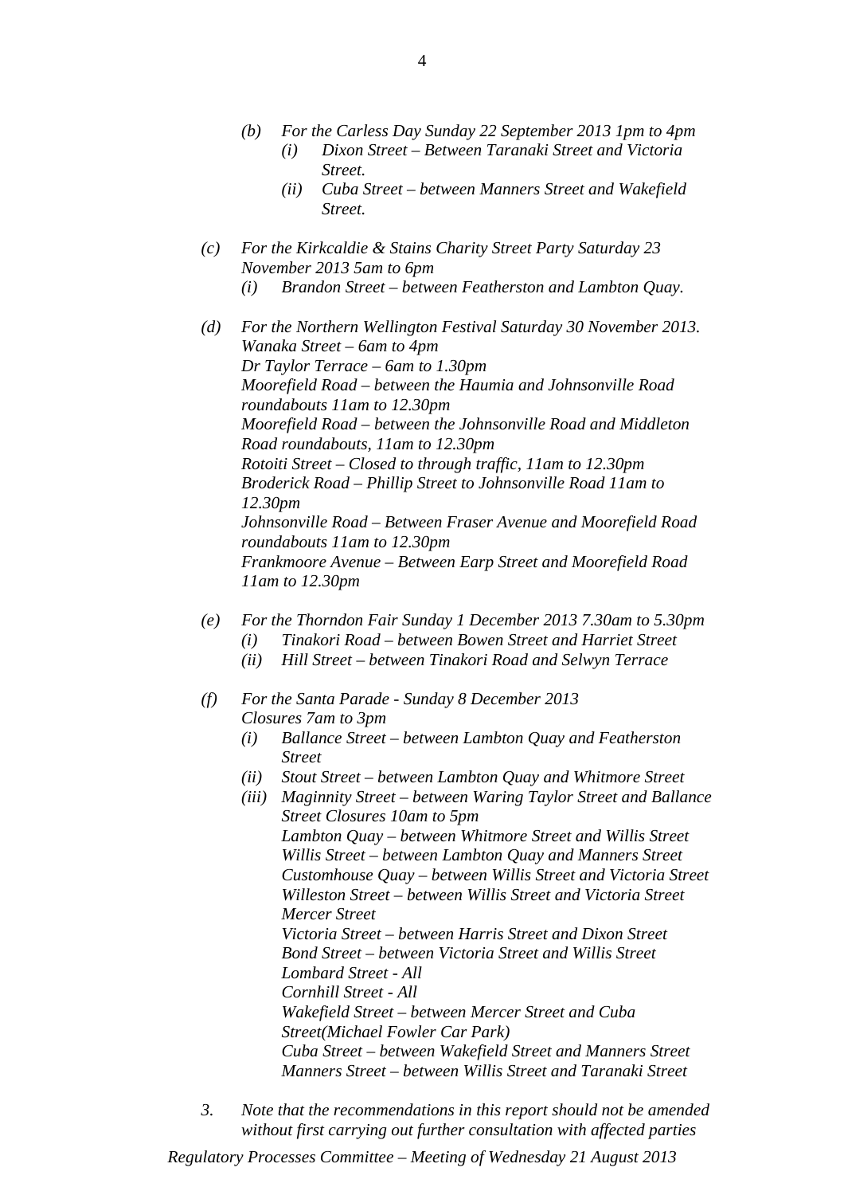*(b) For the Carless Day Sunday 22 September 2013 1pm to 4pm*

- *(i) Dixon Street – Between Taranaki Street and Victoria Street.*
- *(ii) Cuba Street – between Manners Street and Wakefield Street.*

*(c) For the Kirkcaldie & Stains Charity Street Party Saturday 23 November 2013 5am to 6pm*

- *(i) Brandon Street – between Featherston and Lambton Quay.*

*(d) For the Northern Wellington Festival Saturday 30 November 2013.*
*Wanaka Street – 6am to 4pm*
*Dr Taylor Terrace – 6am to 1.30pm*
*Moorefield Road – between the Haumia and Johnsonville Road roundabouts 11am to 12.30pm*
*Moorefield Road – between the Johnsonville Road and Middleton Road roundabouts, 11am to 12.30pm*
*Rotoiti Street – Closed to through traffic, 11am to 12.30pm*
*Broderick Road – Phillip Street to Johnsonville Road 11am to 12.30pm*
*Johnsonville Road – Between Fraser Avenue and Moorefield Road roundabouts 11am to 12.30pm*
*Frankmoore Avenue – Between Earp Street and Moorefield Road 11am to 12.30pm*

*(e) For the Thorndon Fair Sunday 1 December 2013 7.30am to 5.30pm*

- *(i) Tinakori Road – between Bowen Street and Harriet Street*
- *(ii) Hill Street – between Tinakori Road and Selwyn Terrace*

*(f) For the Santa Parade - Sunday 8 December 2013*
*Closures 7am to 3pm*

- *(i) Ballance Street – between Lambton Quay and Featherston Street*
- *(ii) Stout Street – between Lambton Quay and Whitmore Street*
- *(iii) Maginnity Street – between Waring Taylor Street and Ballance Street Closures 10am to 5pm*
  *Lambton Quay – between Whitmore Street and Willis Street*
  *Willis Street – between Lambton Quay and Manners Street*
  *Customhouse Quay – between Willis Street and Victoria Street*
  *Willeston Street – between Willis Street and Victoria Street*
  *Mercer Street*
  *Victoria Street – between Harris Street and Dixon Street*
  *Bond Street – between Victoria Street and Willis Street*
  *Lombard Street - All*
  *Cornhill Street - All*
  *Wakefield Street – between Mercer Street and Cuba Street(Michael Fowler Car Park)*
  *Cuba Street – between Wakefield Street and Manners Street*
  *Manners Street – between Willis Street and Taranaki Street*

*3. Note that the recommendations in this report should not be amended without first carrying out further consultation with affected parties*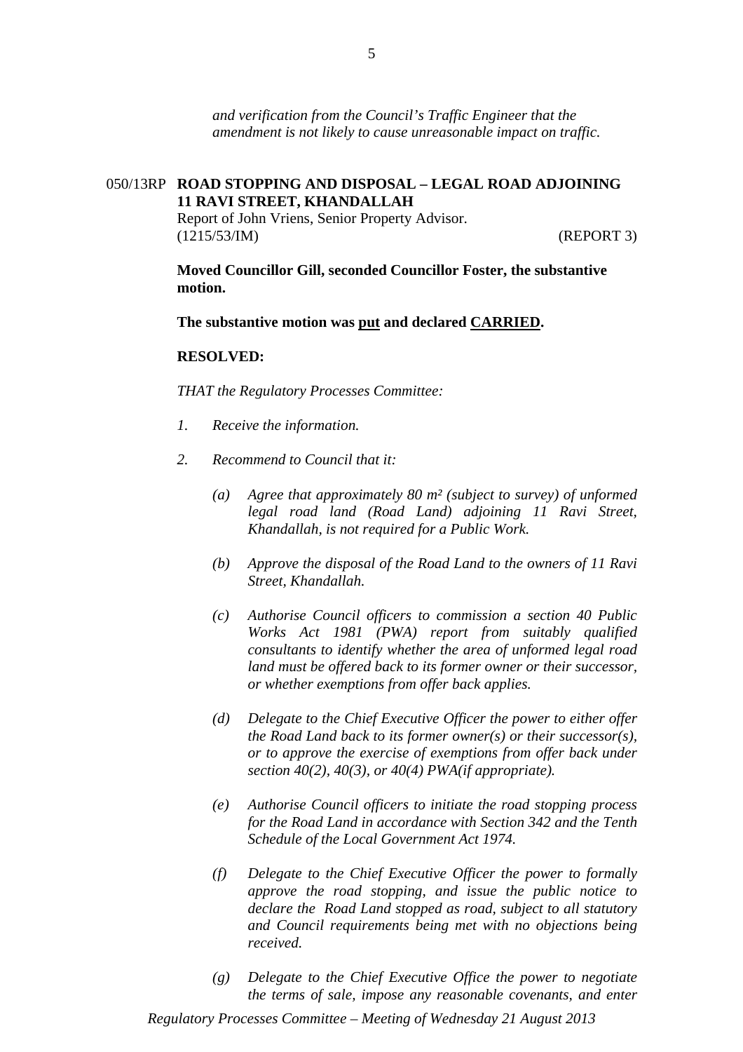*and verification from the Council's Traffic Engineer that the amendment is not likely to cause unreasonable impact on traffic.*

## 050/13RP **ROAD STOPPING AND DISPOSAL – LEGAL ROAD ADJOINING 11 RAVI STREET, KHANDALLAH**

Report of John Vriens, Senior Property Advisor.
(1215/53/IM) (REPORT 3)

**Moved Councillor Gill, seconded Councillor Foster, the substantive motion.**

**The substantive motion was put and declared CARRIED.**

**RESOLVED:**

*THAT the Regulatory Processes Committee:*

1. *Receive the information.*

2. *Recommend to Council that it:*

   (a) *Agree that approximately 80 m² (subject to survey) of unformed legal road land (Road Land) adjoining 11 Ravi Street, Khandallah, is not required for a Public Work.*

   (b) *Approve the disposal of the Road Land to the owners of 11 Ravi Street, Khandallah.*

   (c) *Authorise Council officers to commission a section 40 Public Works Act 1981 (PWA) report from suitably qualified consultants to identify whether the area of unformed legal road land must be offered back to its former owner or their successor, or whether exemptions from offer back applies.*

   (d) *Delegate to the Chief Executive Officer the power to either offer the Road Land back to its former owner(s) or their successor(s), or to approve the exercise of exemptions from offer back under section 40(2), 40(3), or 40(4) PWA(if appropriate).*

   (e) *Authorise Council officers to initiate the road stopping process for the Road Land in accordance with Section 342 and the Tenth Schedule of the Local Government Act 1974.*

   (f) *Delegate to the Chief Executive Officer the power to formally approve the road stopping, and issue the public notice to declare the Road Land stopped as road, subject to all statutory and Council requirements being met with no objections being received.*

   (g) *Delegate to the Chief Executive Office the power to negotiate the terms of sale, impose any reasonable covenants, and enter*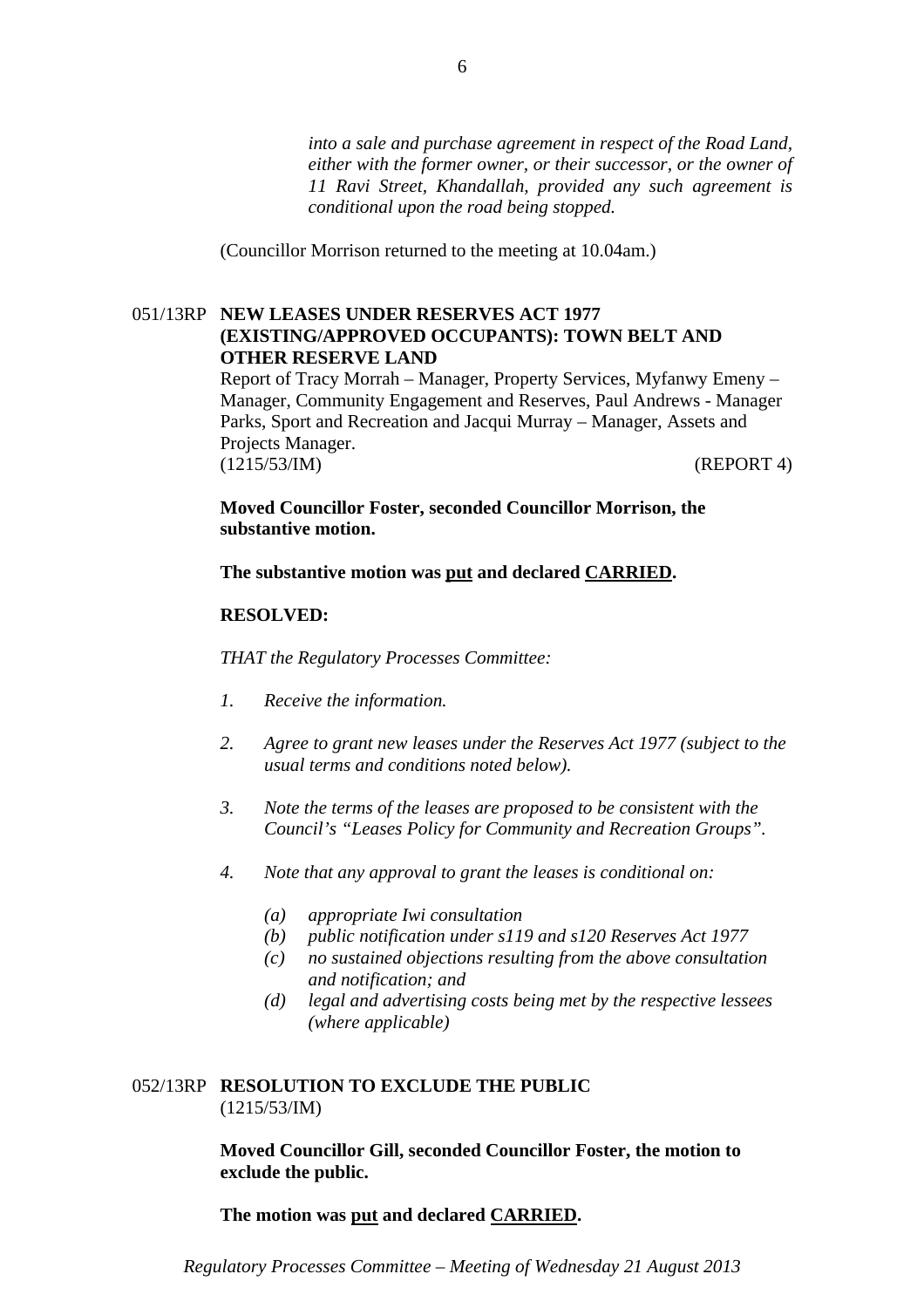*into a sale and purchase agreement in respect of the Road Land, either with the former owner, or their successor, or the owner of 11 Ravi Street, Khandallah, provided any such agreement is conditional upon the road being stopped.*

(Councillor Morrison returned to the meeting at 10.04am.)

051/13RP **NEW LEASES UNDER RESERVES ACT 1977 (EXISTING/APPROVED OCCUPANTS): TOWN BELT AND OTHER RESERVE LAND**

Report of Tracy Morrah – Manager, Property Services, Myfanwy Emeny – Manager, Community Engagement and Reserves, Paul Andrews - Manager Parks, Sport and Recreation and Jacqui Murray – Manager, Assets and Projects Manager.

(1215/53/IM) (REPORT 4)

**Moved Councillor Foster, seconded Councillor Morrison, the substantive motion.**

**The substantive motion was put and declared CARRIED.**

**RESOLVED:**

*THAT the Regulatory Processes Committee:*

1. *Receive the information.*
2. *Agree to grant new leases under the Reserves Act 1977 (subject to the usual terms and conditions noted below).*
3. *Note the terms of the leases are proposed to be consistent with the Council's "Leases Policy for Community and Recreation Groups".*
4. *Note that any approval to grant the leases is conditional on:*
   - *(a) appropriate Iwi consultation*
   - *(b) public notification under s119 and s120 Reserves Act 1977*
   - *(c) no sustained objections resulting from the above consultation and notification; and*
   - *(d) legal and advertising costs being met by the respective lessees (where applicable)*

052/13RP **RESOLUTION TO EXCLUDE THE PUBLIC**

(1215/53/IM)

**Moved Councillor Gill, seconded Councillor Foster, the motion to exclude the public.**

**The motion was put and declared CARRIED.**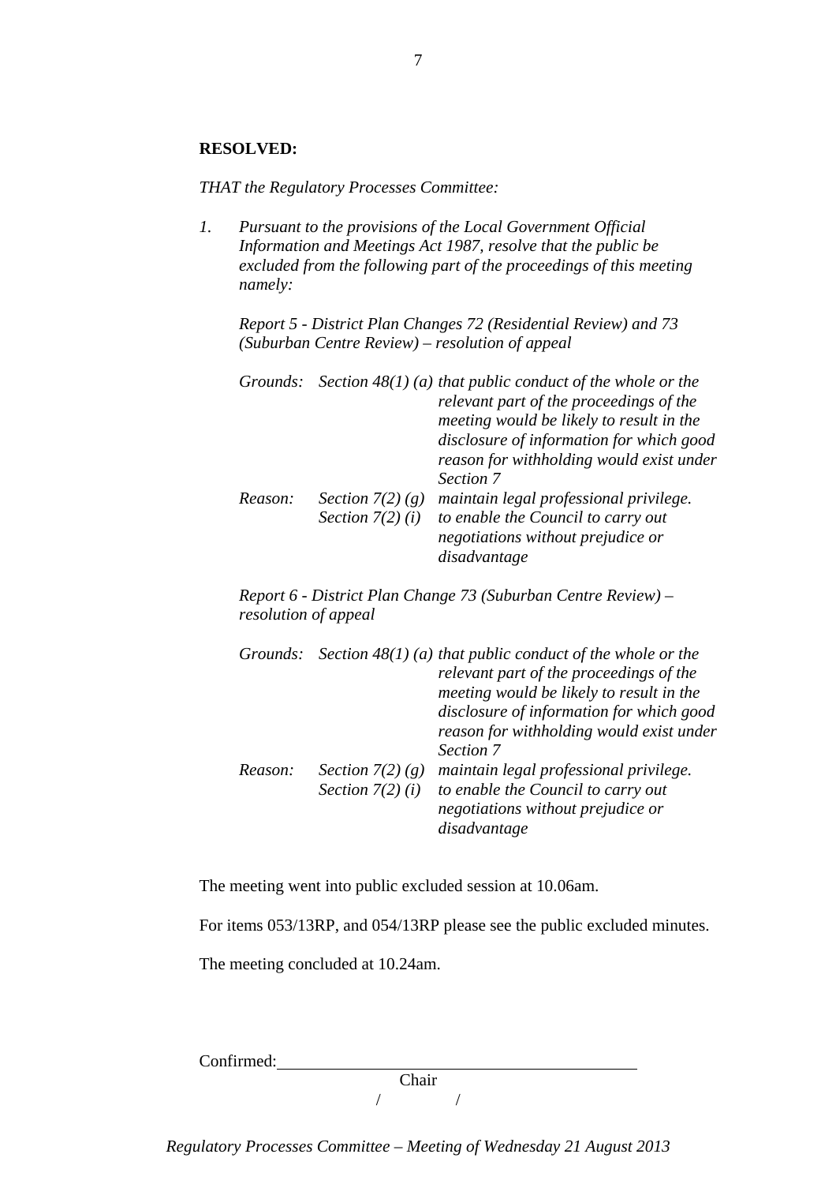**RESOLVED:**

*THAT the Regulatory Processes Committee:*

1. *Pursuant to the provisions of the Local Government Official Information and Meetings Act 1987, resolve that the public be excluded from the following part of the proceedings of this meeting namely:*

   *Report 5 - District Plan Changes 72 (Residential Review) and 73 (Suburban Centre Review) – resolution of appeal*

   | | | |
   |---|---|---|
   | *Grounds:* | *Section 48(1) (a)* | *that public conduct of the whole or the relevant part of the proceedings of the meeting would be likely to result in the disclosure of information for which good reason for withholding would exist under Section 7* |
   | *Reason:* | *Section 7(2) (g)* | *maintain legal professional privilege.* |
   | | *Section 7(2) (i)* | *to enable the Council to carry out negotiations without prejudice or disadvantage* |

   *Report 6 - District Plan Change 73 (Suburban Centre Review) – resolution of appeal*

   | | | |
   |---|---|---|
   | *Grounds:* | *Section 48(1) (a)* | *that public conduct of the whole or the relevant part of the proceedings of the meeting would be likely to result in the disclosure of information for which good reason for withholding would exist under Section 7* |
   | *Reason:* | *Section 7(2) (g)* | *maintain legal professional privilege.* |
   | | *Section 7(2) (i)* | *to enable the Council to carry out negotiations without prejudice or disadvantage* |

The meeting went into public excluded session at 10.06am.

For items 053/13RP, and 054/13RP please see the public excluded minutes.

The meeting concluded at 10.24am.

Confirmed:\_\_\_\_\_\_\_\_\_\_\_\_\_\_\_\_\_\_\_\_\_\_\_\_\_\_\_\_\_\_\_\_\_\_\_\_

Chair

/ /

*Regulatory Processes Committee – Meeting of Wednesday 21 August 2013*